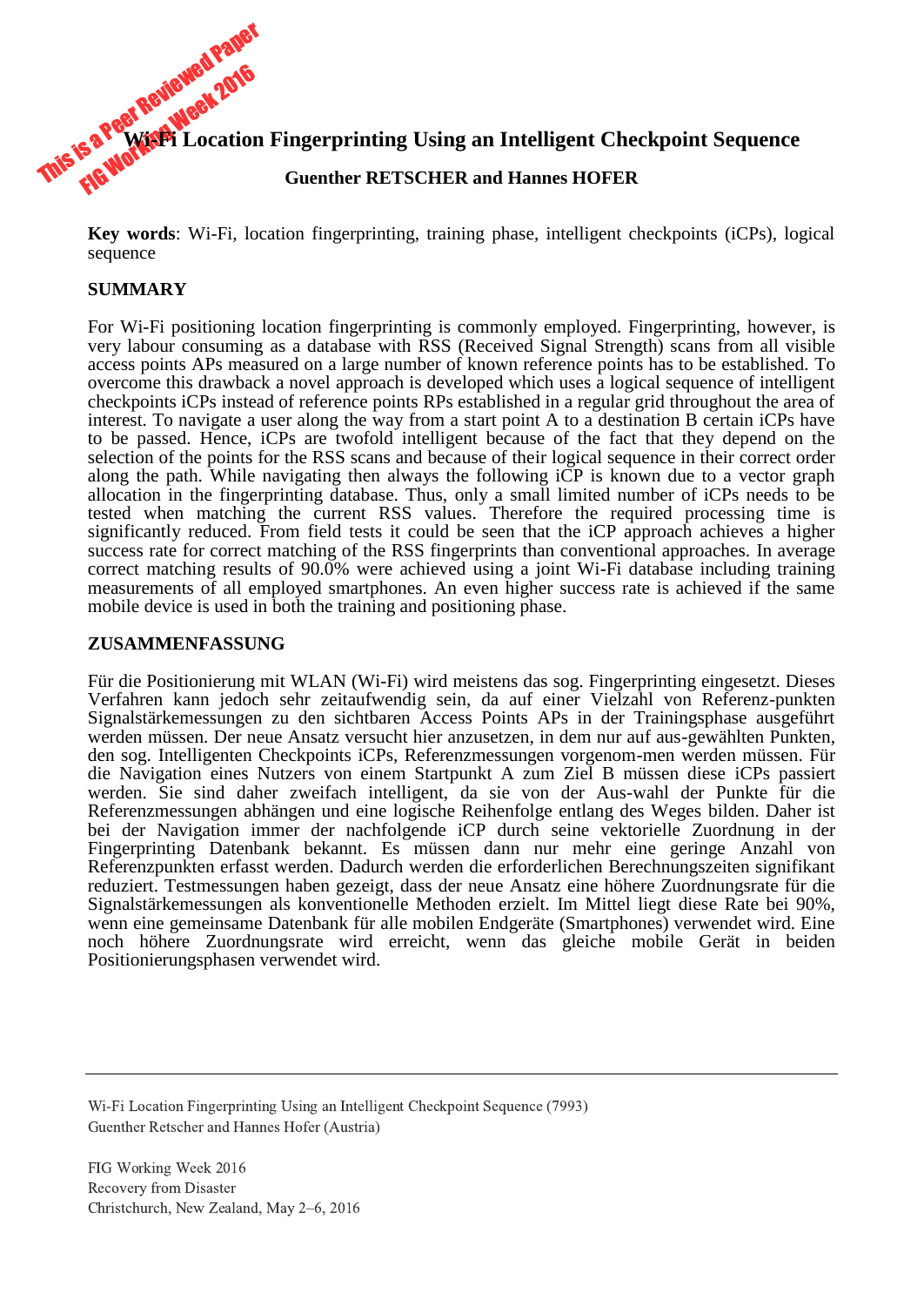# Wi-Fi Location Fingerprinting Using an Intelligent Checkpoint Sequence

**Guenther RETSCHER and Hannes HOFER**

**Key words**: Wi-Fi, location fingerprinting, training phase, intelligent checkpoints (iCPs), logical sequence

## SUMMARY

For Wi-Fi positioning location fingerprinting is commonly employed. Fingerprinting, however, is very labour consuming as a database with RSS (Received Signal Strength) scans from all visible access points APs measured on a large number of known reference points has to be established. To overcome this drawback a novel approach is developed which uses a logical sequence of intelligent checkpoints iCPs instead of reference points RPs established in a regular grid throughout the area of interest. To navigate a user along the way from a start point A to a destination B certain iCPs have to be passed. Hence, iCPs are twofold intelligent because of the fact that they depend on the selection of the points for the RSS scans and because of their logical sequence in their correct order along the path. While navigating then always the following iCP is known due to a vector graph allocation in the fingerprinting database. Thus, only a small limited number of iCPs needs to be tested when matching the current RSS values. Therefore the required processing time is significantly reduced. From field tests it could be seen that the iCP approach achieves a higher success rate for correct matching of the RSS fingerprints than conventional approaches. In average correct matching results of 90.0% were achieved using a joint Wi-Fi database including training measurements of all employed smartphones. An even higher success rate is achieved if the same mobile device is used in both the training and positioning phase.

## ZUSAMMENFASSUNG

Für die Positionierung mit WLAN (Wi-Fi) wird meistens das sog. Fingerprinting eingesetzt. Dieses Verfahren kann jedoch sehr zeitaufwendig sein, da auf einer Vielzahl von Referenz-punkten Signalstärkemessungen zu den sichtbaren Access Points APs in der Trainingsphase ausgeführt werden müssen. Der neue Ansatz versucht hier anzusetzen, in dem nur auf aus-gewählten Punkten, den sog. Intelligenten Checkpoints iCPs, Referenzmessungen vorgenom-men werden müssen. Für die Navigation eines Nutzers von einem Startpunkt A zum Ziel B müssen diese iCPs passiert werden. Sie sind daher zweifach intelligent, da sie von der Aus-wahl der Punkte für die Referenzmessungen abhängen und eine logische Reihenfolge entlang des Weges bilden. Daher ist bei der Navigation immer der nachfolgende iCP durch seine vektorielle Zuordnung in der Fingerprinting Datenbank bekannt. Es müssen dann nur mehr eine geringe Anzahl von Referenzpunkten erfasst werden. Dadurch werden die erforderlichen Berechnungszeiten signifikant reduziert. Testmessungen haben gezeigt, dass der neue Ansatz eine höhere Zuordnungsrate für die Signalstärkemessungen als konventionelle Methoden erzielt. Im Mittel liegt diese Rate bei 90%, wenn eine gemeinsame Datenbank für alle mobilen Endgeräte (Smartphones) verwendet wird. Eine noch höhere Zuordnungsrate wird erreicht, wenn das gleiche mobile Gerät in beiden Positionierungsphasen verwendet wird.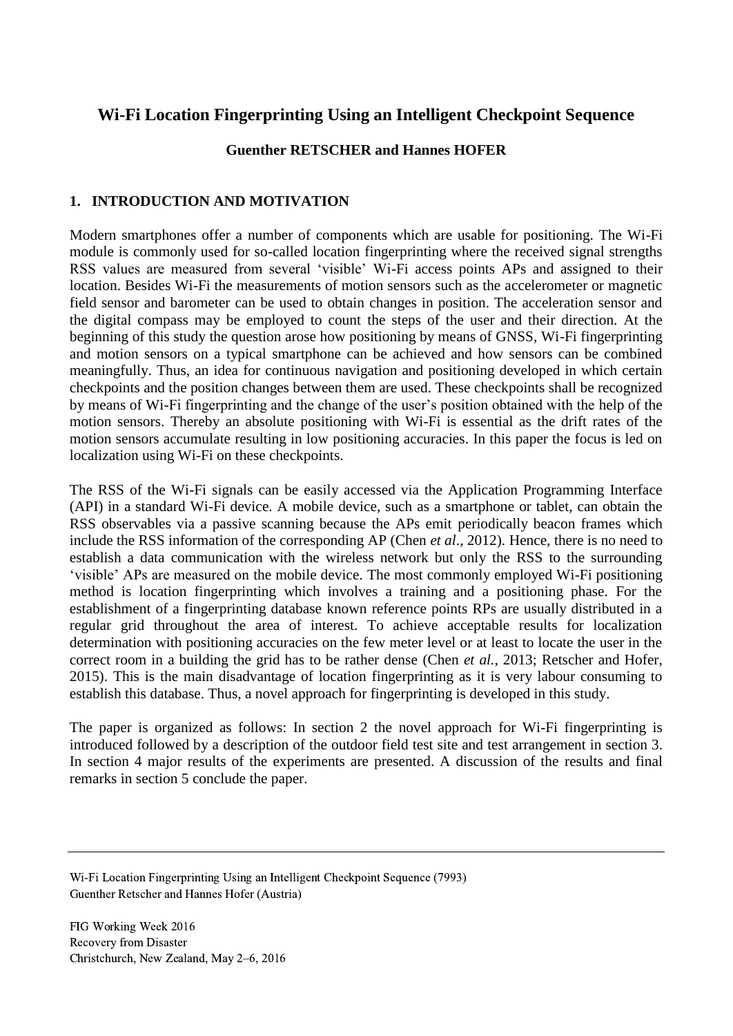# Wi-Fi Location Fingerprinting Using an Intelligent Checkpoint Sequence

**Guenther RETSCHER and Hannes HOFER**

## 1. INTRODUCTION AND MOTIVATION

Modern smartphones offer a number of components which are usable for positioning. The Wi-Fi module is commonly used for so-called location fingerprinting where the received signal strengths RSS values are measured from several 'visible' Wi-Fi access points APs and assigned to their location. Besides Wi-Fi the measurements of motion sensors such as the accelerometer or magnetic field sensor and barometer can be used to obtain changes in position. The acceleration sensor and the digital compass may be employed to count the steps of the user and their direction. At the beginning of this study the question arose how positioning by means of GNSS, Wi-Fi fingerprinting and motion sensors on a typical smartphone can be achieved and how sensors can be combined meaningfully. Thus, an idea for continuous navigation and positioning developed in which certain checkpoints and the position changes between them are used. These checkpoints shall be recognized by means of Wi-Fi fingerprinting and the change of the user's position obtained with the help of the motion sensors. Thereby an absolute positioning with Wi-Fi is essential as the drift rates of the motion sensors accumulate resulting in low positioning accuracies. In this paper the focus is led on localization using Wi-Fi on these checkpoints.

The RSS of the Wi-Fi signals can be easily accessed via the Application Programming Interface (API) in a standard Wi-Fi device. A mobile device, such as a smartphone or tablet, can obtain the RSS observables via a passive scanning because the APs emit periodically beacon frames which include the RSS information of the corresponding AP (Chen *et al*., 2012). Hence, there is no need to establish a data communication with the wireless network but only the RSS to the surrounding 'visible' APs are measured on the mobile device. The most commonly employed Wi-Fi positioning method is location fingerprinting which involves a training and a positioning phase. For the establishment of a fingerprinting database known reference points RPs are usually distributed in a regular grid throughout the area of interest. To achieve acceptable results for localization determination with positioning accuracies on the few meter level or at least to locate the user in the correct room in a building the grid has to be rather dense (Chen *et al.*, 2013; Retscher and Hofer, 2015). This is the main disadvantage of location fingerprinting as it is very labour consuming to establish this database. Thus, a novel approach for fingerprinting is developed in this study.

The paper is organized as follows: In section 2 the novel approach for Wi-Fi fingerprinting is introduced followed by a description of the outdoor field test site and test arrangement in section 3. In section 4 major results of the experiments are presented. A discussion of the results and final remarks in section 5 conclude the paper.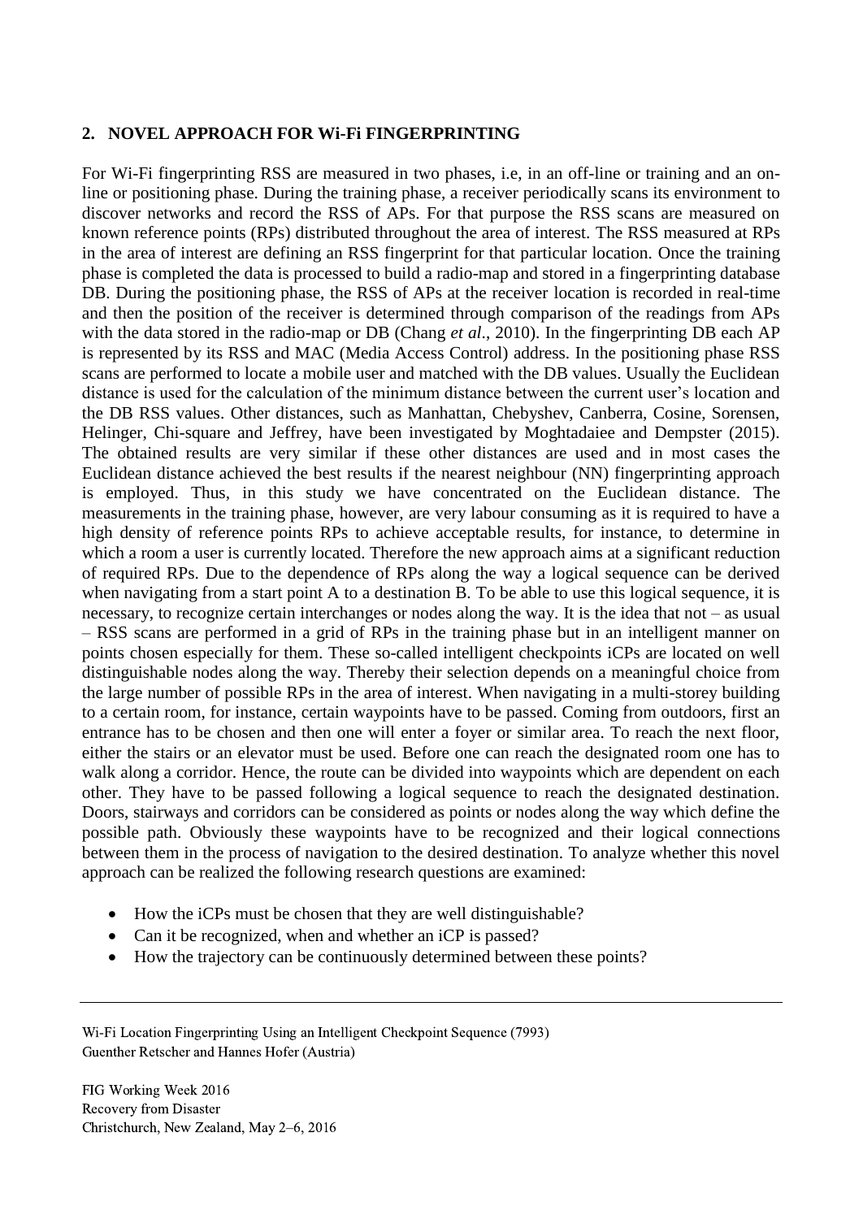## 2. NOVEL APPROACH FOR Wi-Fi FINGERPRINTING

For Wi-Fi fingerprinting RSS are measured in two phases, i.e, in an off-line or training and an on-line or positioning phase. During the training phase, a receiver periodically scans its environment to discover networks and record the RSS of APs. For that purpose the RSS scans are measured on known reference points (RPs) distributed throughout the area of interest. The RSS measured at RPs in the area of interest are defining an RSS fingerprint for that particular location. Once the training phase is completed the data is processed to build a radio-map and stored in a fingerprinting database DB. During the positioning phase, the RSS of APs at the receiver location is recorded in real-time and then the position of the receiver is determined through comparison of the readings from APs with the data stored in the radio-map or DB (Chang *et al*., 2010). In the fingerprinting DB each AP is represented by its RSS and MAC (Media Access Control) address. In the positioning phase RSS scans are performed to locate a mobile user and matched with the DB values. Usually the Euclidean distance is used for the calculation of the minimum distance between the current user's location and the DB RSS values. Other distances, such as Manhattan, Chebyshev, Canberra, Cosine, Sorensen, Helinger, Chi-square and Jeffrey, have been investigated by Moghtadaiee and Dempster (2015). The obtained results are very similar if these other distances are used and in most cases the Euclidean distance achieved the best results if the nearest neighbour (NN) fingerprinting approach is employed. Thus, in this study we have concentrated on the Euclidean distance. The measurements in the training phase, however, are very labour consuming as it is required to have a high density of reference points RPs to achieve acceptable results, for instance, to determine in which a room a user is currently located. Therefore the new approach aims at a significant reduction of required RPs. Due to the dependence of RPs along the way a logical sequence can be derived when navigating from a start point A to a destination B. To be able to use this logical sequence, it is necessary, to recognize certain interchanges or nodes along the way. It is the idea that not – as usual – RSS scans are performed in a grid of RPs in the training phase but in an intelligent manner on points chosen especially for them. These so-called intelligent checkpoints iCPs are located on well distinguishable nodes along the way. Thereby their selection depends on a meaningful choice from the large number of possible RPs in the area of interest. When navigating in a multi-storey building to a certain room, for instance, certain waypoints have to be passed. Coming from outdoors, first an entrance has to be chosen and then one will enter a foyer or similar area. To reach the next floor, either the stairs or an elevator must be used. Before one can reach the designated room one has to walk along a corridor. Hence, the route can be divided into waypoints which are dependent on each other. They have to be passed following a logical sequence to reach the designated destination. Doors, stairways and corridors can be considered as points or nodes along the way which define the possible path. Obviously these waypoints have to be recognized and their logical connections between them in the process of navigation to the desired destination. To analyze whether this novel approach can be realized the following research questions are examined:

- How the iCPs must be chosen that they are well distinguishable?
- Can it be recognized, when and whether an iCP is passed?
- How the trajectory can be continuously determined between these points?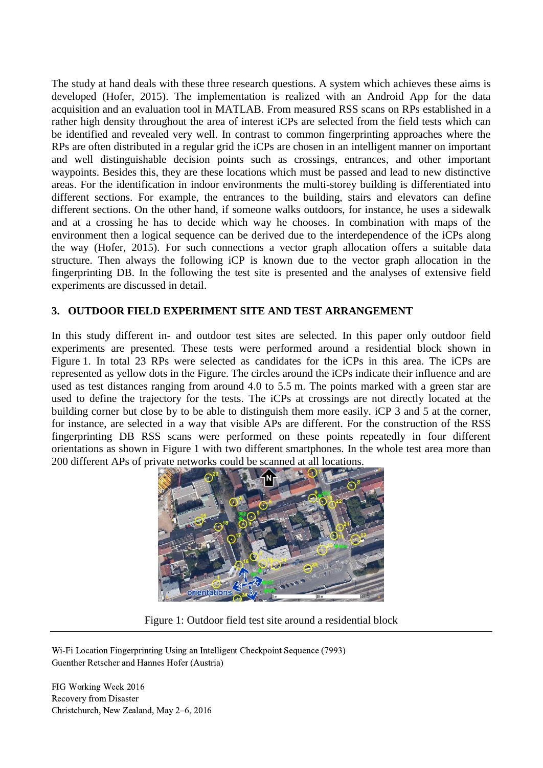The study at hand deals with these three research questions. A system which achieves these aims is developed (Hofer, 2015). The implementation is realized with an Android App for the data acquisition and an evaluation tool in MATLAB. From measured RSS scans on RPs established in a rather high density throughout the area of interest iCPs are selected from the field tests which can be identified and revealed very well. In contrast to common fingerprinting approaches where the RPs are often distributed in a regular grid the iCPs are chosen in an intelligent manner on important and well distinguishable decision points such as crossings, entrances, and other important waypoints. Besides this, they are these locations which must be passed and lead to new distinctive areas. For the identification in indoor environments the multi-storey building is differentiated into different sections. For example, the entrances to the building, stairs and elevators can define different sections. On the other hand, if someone walks outdoors, for instance, he uses a sidewalk and at a crossing he has to decide which way he chooses. In combination with maps of the environment then a logical sequence can be derived due to the interdependence of the iCPs along the way (Hofer, 2015). For such connections a vector graph allocation offers a suitable data structure. Then always the following iCP is known due to the vector graph allocation in the fingerprinting DB. In the following the test site is presented and the analyses of extensive field experiments are discussed in detail.

## 3. OUTDOOR FIELD EXPERIMENT SITE AND TEST ARRANGEMENT

In this study different in- and outdoor test sites are selected. In this paper only outdoor field experiments are presented. These tests were performed around a residential block shown in Figure 1. In total 23 RPs were selected as candidates for the iCPs in this area. The iCPs are represented as yellow dots in the Figure. The circles around the iCPs indicate their influence and are used as test distances ranging from around 4.0 to 5.5 m. The points marked with a green star are used to define the trajectory for the tests. The iCPs at crossings are not directly located at the building corner but close by to be able to distinguish them more easily. iCP 3 and 5 at the corner, for instance, are selected in a way that visible APs are different. For the construction of the RSS fingerprinting DB RSS scans were performed on these points repeatedly in four different orientations as shown in Figure 1 with two different smartphones. In the whole test area more than 200 different APs of private networks could be scanned at all locations.

Figure 1: Outdoor field test site around a residential block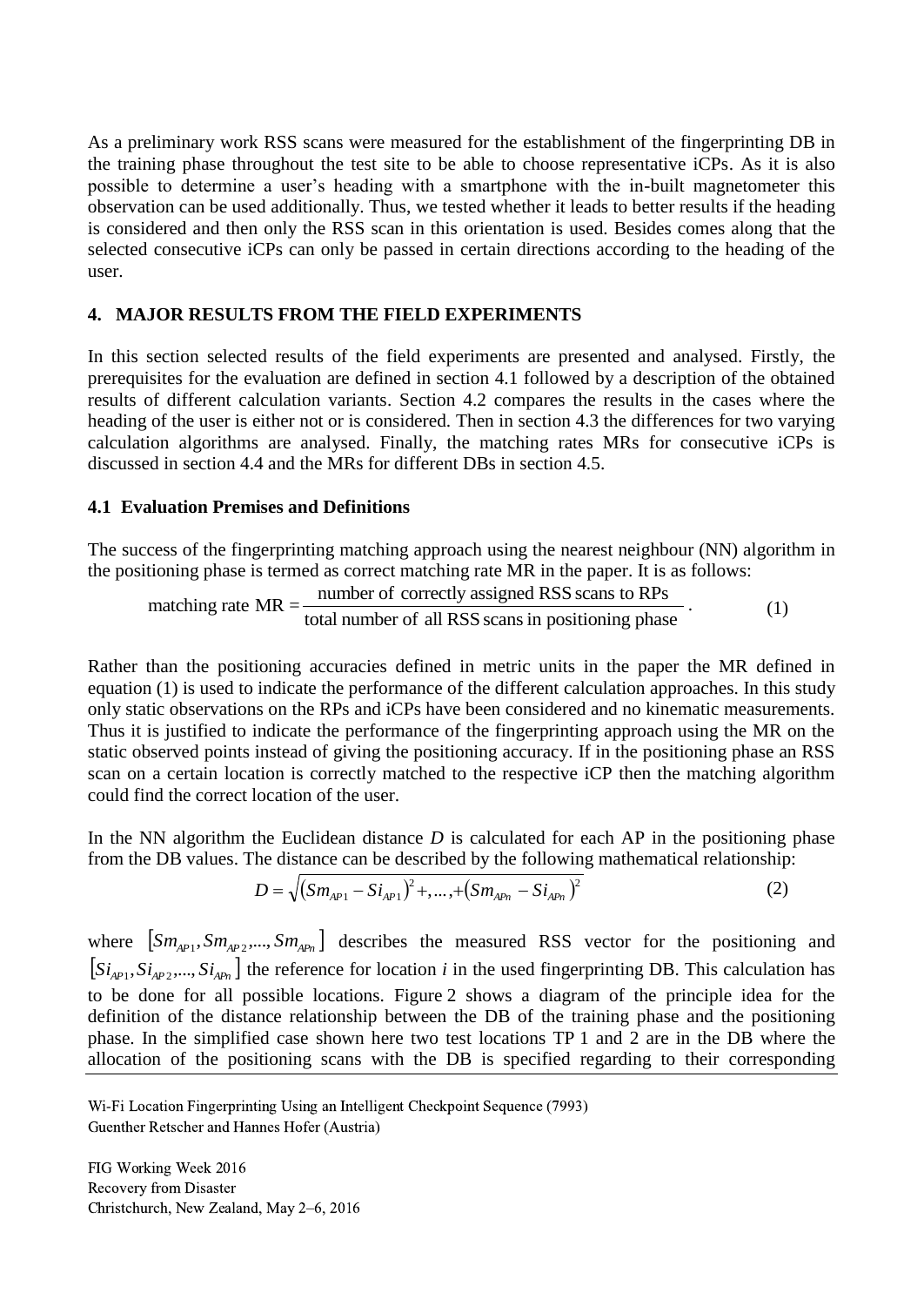As a preliminary work RSS scans were measured for the establishment of the fingerprinting DB in the training phase throughout the test site to be able to choose representative iCPs. As it is also possible to determine a user's heading with a smartphone with the in-built magnetometer this observation can be used additionally. Thus, we tested whether it leads to better results if the heading is considered and then only the RSS scan in this orientation is used. Besides comes along that the selected consecutive iCPs can only be passed in certain directions according to the heading of the user.

## 4. MAJOR RESULTS FROM THE FIELD EXPERIMENTS

In this section selected results of the field experiments are presented and analysed. Firstly, the prerequisites for the evaluation are defined in section 4.1 followed by a description of the obtained results of different calculation variants. Section 4.2 compares the results in the cases where the heading of the user is either not or is considered. Then in section 4.3 the differences for two varying calculation algorithms are analysed. Finally, the matching rates MRs for consecutive iCPs is discussed in section 4.4 and the MRs for different DBs in section 4.5.

### 4.1 Evaluation Premises and Definitions

The success of the fingerprinting matching approach using the nearest neighbour (NN) algorithm in the positioning phase is termed as correct matching rate MR in the paper. It is as follows:

$$\text{matching rate MR} = \frac{\text{number of correctly assigned RSS scans to RPs}}{\text{total number of all RSS scans in positioning phase}} . \tag{1}$$

Rather than the positioning accuracies defined in metric units in the paper the MR defined in equation (1) is used to indicate the performance of the different calculation approaches. In this study only static observations on the RPs and iCPs have been considered and no kinematic measurements. Thus it is justified to indicate the performance of the fingerprinting approach using the MR on the static observed points instead of giving the positioning accuracy. If in the positioning phase an RSS scan on a certain location is correctly matched to the respective iCP then the matching algorithm could find the correct location of the user.

In the NN algorithm the Euclidean distance $D$ is calculated for each AP in the positioning phase from the DB values. The distance can be described by the following mathematical relationship:

$$D = \sqrt{\left(Sm_{AP1} - Si_{AP1}\right)^2 +, \dots, + \left(Sm_{APn} - Si_{APn}\right)^2} \tag{2}$$

where $[Sm_{AP1}, Sm_{AP2}, \dots, Sm_{APn}]$ describes the measured RSS vector for the positioning and $[Si_{AP1}, Si_{AP2}, \dots, Si_{APn}]$ the reference for location $i$ in the used fingerprinting DB. This calculation has to be done for all possible locations. Figure 2 shows a diagram of the principle idea for the definition of the distance relationship between the DB of the training phase and the positioning phase. In the simplified case shown here two test locations TP 1 and 2 are in the DB where the allocation of the positioning scans with the DB is specified regarding to their corresponding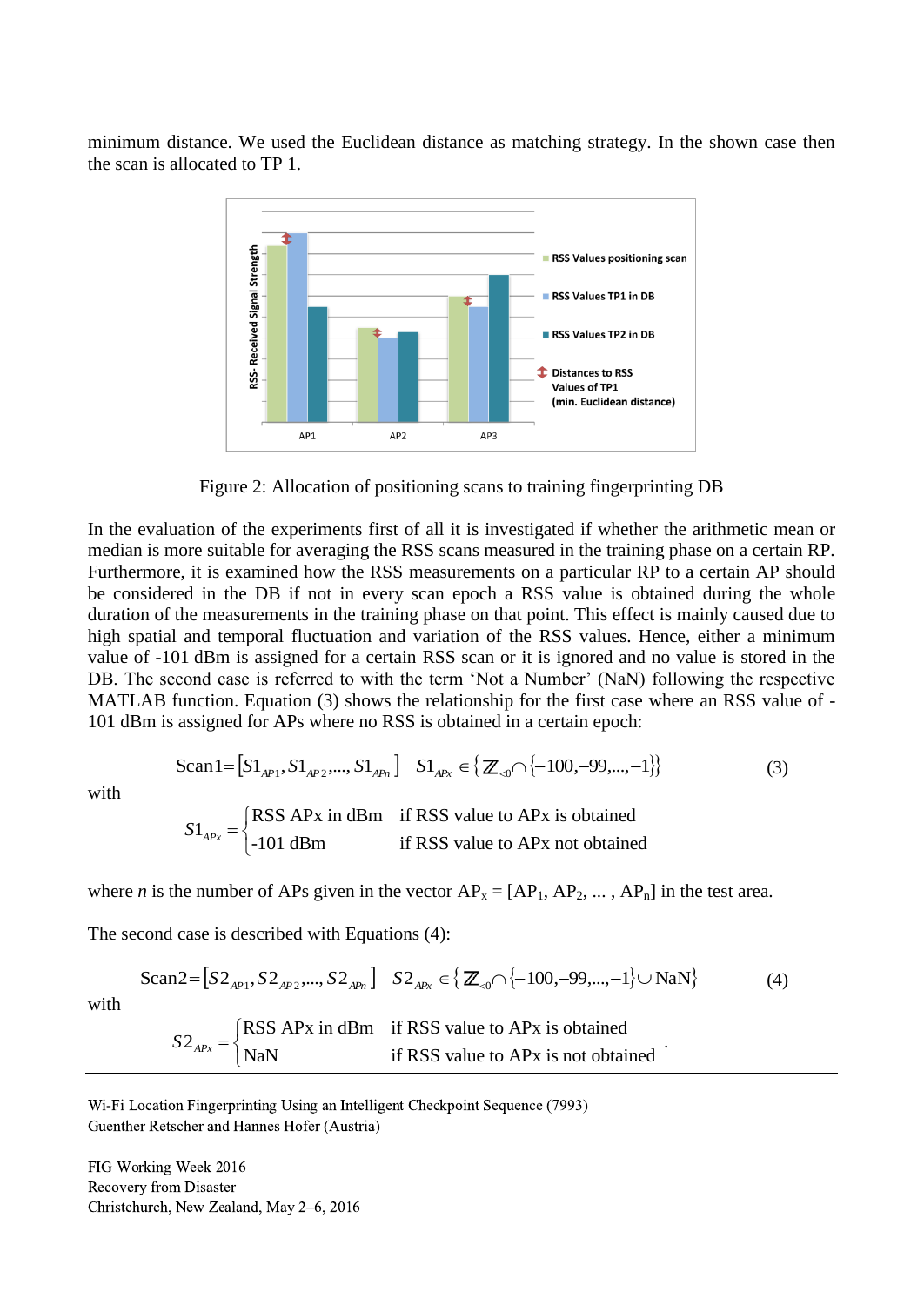minimum distance. We used the Euclidean distance as matching strategy. In the shown case then the scan is allocated to TP 1.

Figure 2: Allocation of positioning scans to training fingerprinting DB

In the evaluation of the experiments first of all it is investigated if whether the arithmetic mean or median is more suitable for averaging the RSS scans measured in the training phase on a certain RP. Furthermore, it is examined how the RSS measurements on a particular RP to a certain AP should be considered in the DB if not in every scan epoch a RSS value is obtained during the whole duration of the measurements in the training phase on that point. This effect is mainly caused due to high spatial and temporal fluctuation and variation of the RSS values. Hence, either a minimum value of -101 dBm is assigned for a certain RSS scan or it is ignored and no value is stored in the DB. The second case is referred to with the term 'Not a Number' (NaN) following the respective MATLAB function. Equation (3) shows the relationship for the first case where an RSS value of -101 dBm is assigned for APs where no RSS is obtained in a certain epoch:

$$\text{Scan1} = [S1_{AP1}, S1_{AP2}, ..., S1_{APn}] \quad S1_{APx} \in \{\mathbb{Z}_{<0} \cap \{-100, -99, ..., -1\}\} \tag{3}$$

with

$$S1_{APx} = \begin{cases} \text{RSS APx in dBm} & \text{if RSS value to APx is obtained} \\ \text{-101 dBm} & \text{if RSS value to APx not obtained} \end{cases}$$

where $n$ is the number of APs given in the vector $AP_x = [AP_1, AP_2, ..., AP_n]$ in the test area.

The second case is described with Equations (4):

$$\text{Scan2} = [S2_{AP1}, S2_{AP2}, ..., S2_{APn}] \quad S2_{APx} \in \{\mathbb{Z}_{<0} \cap \{-100, -99, ..., -1\} \cup \text{NaN}\} \tag{4}$$

with

$$S2_{APx} = \begin{cases} \text{RSS APx in dBm} & \text{if RSS value to APx is obtained} \\ \text{NaN} & \text{if RSS value to APx is not obtained} \end{cases}.$$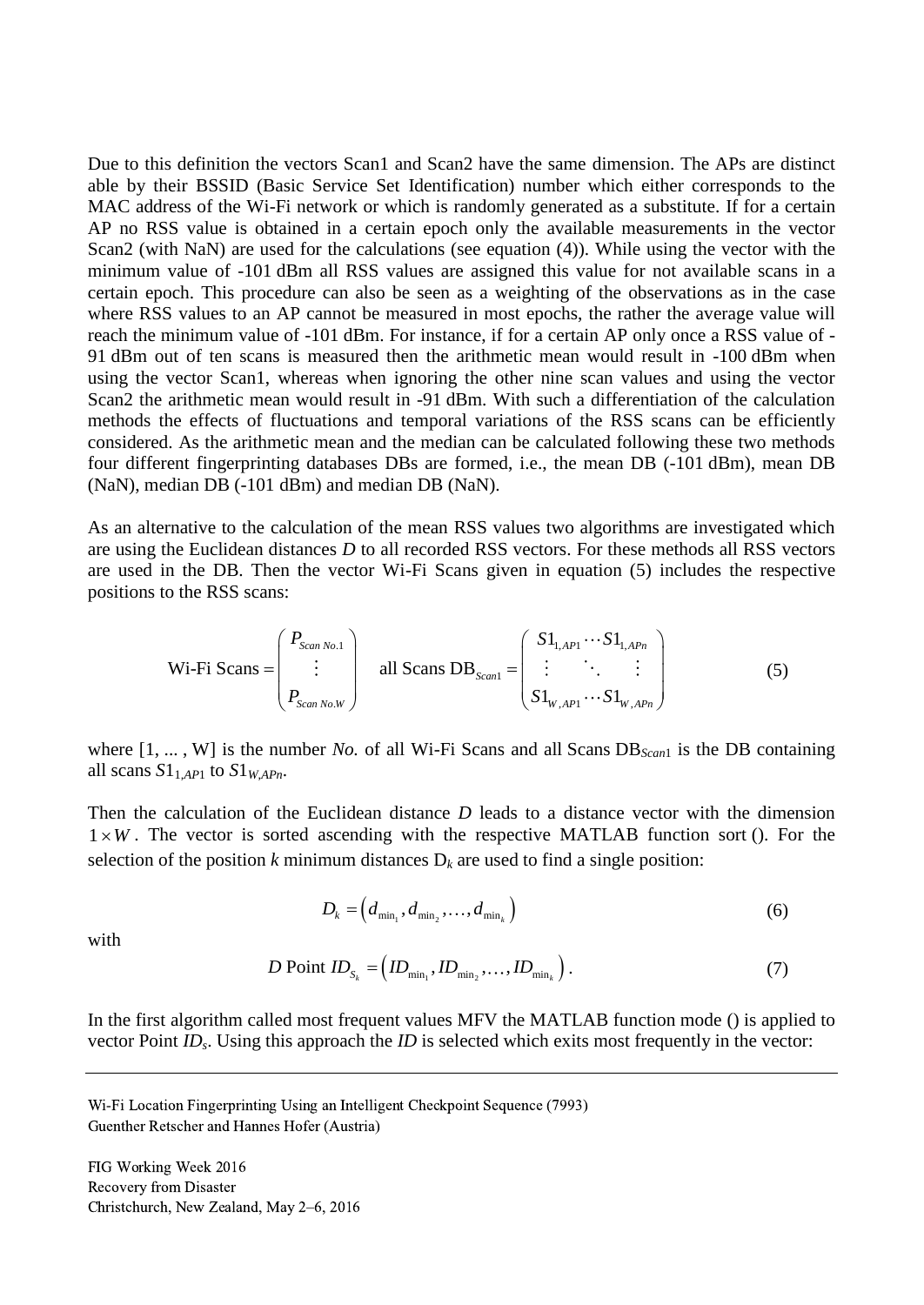Due to this definition the vectors Scan1 and Scan2 have the same dimension. The APs are distinct able by their BSSID (Basic Service Set Identification) number which either corresponds to the MAC address of the Wi-Fi network or which is randomly generated as a substitute. If for a certain AP no RSS value is obtained in a certain epoch only the available measurements in the vector Scan2 (with NaN) are used for the calculations (see equation (4)). While using the vector with the minimum value of -101 dBm all RSS values are assigned this value for not available scans in a certain epoch. This procedure can also be seen as a weighting of the observations as in the case where RSS values to an AP cannot be measured in most epochs, the rather the average value will reach the minimum value of -101 dBm. For instance, if for a certain AP only once a RSS value of -91 dBm out of ten scans is measured then the arithmetic mean would result in -100 dBm when using the vector Scan1, whereas when ignoring the other nine scan values and using the vector Scan2 the arithmetic mean would result in -91 dBm. With such a differentiation of the calculation methods the effects of fluctuations and temporal variations of the RSS scans can be efficiently considered. As the arithmetic mean and the median can be calculated following these two methods four different fingerprinting databases DBs are formed, i.e., the mean DB (-101 dBm), mean DB (NaN), median DB (-101 dBm) and median DB (NaN).

As an alternative to the calculation of the mean RSS values two algorithms are investigated which are using the Euclidean distances *D* to all recorded RSS vectors. For these methods all RSS vectors are used in the DB. Then the vector Wi-Fi Scans given in equation (5) includes the respective positions to the RSS scans:

$$\text{Wi-Fi Scans} = \begin{pmatrix} P_{Scan\ No.1} \\ \vdots \\ P_{Scan\ No.W} \end{pmatrix} \quad \text{all Scans DB}_{Scan1} = \begin{pmatrix} S1_{1,AP1} \cdots S1_{1,APn} \\ \vdots \quad \ddots \quad \vdots \\ S1_{W,AP1} \cdots S1_{W,APn} \end{pmatrix} \tag{5}$$

where [1, ... , W] is the number *No.* of all Wi-Fi Scans and all Scans $\text{DB}_{Scan1}$ is the DB containing all scans $S1_{1,AP1}$ to $S1_{W,APn}$.

Then the calculation of the Euclidean distance *D* leads to a distance vector with the dimension $1 \times W$. The vector is sorted ascending with the respective MATLAB function sort (). For the selection of the position *k* minimum distances $D_k$ are used to find a single position:

$$D_k = \left(d_{\min_1}, d_{\min_2}, \ldots, d_{\min_k}\right) \tag{6}$$

with

$$D \text{ Point } ID_{S_k} = \left(ID_{\min_1}, ID_{\min_2}, \ldots, ID_{\min_k}\right). \tag{7}$$

In the first algorithm called most frequent values MFV the MATLAB function mode () is applied to vector Point $ID_s$. Using this approach the *ID* is selected which exits most frequently in the vector: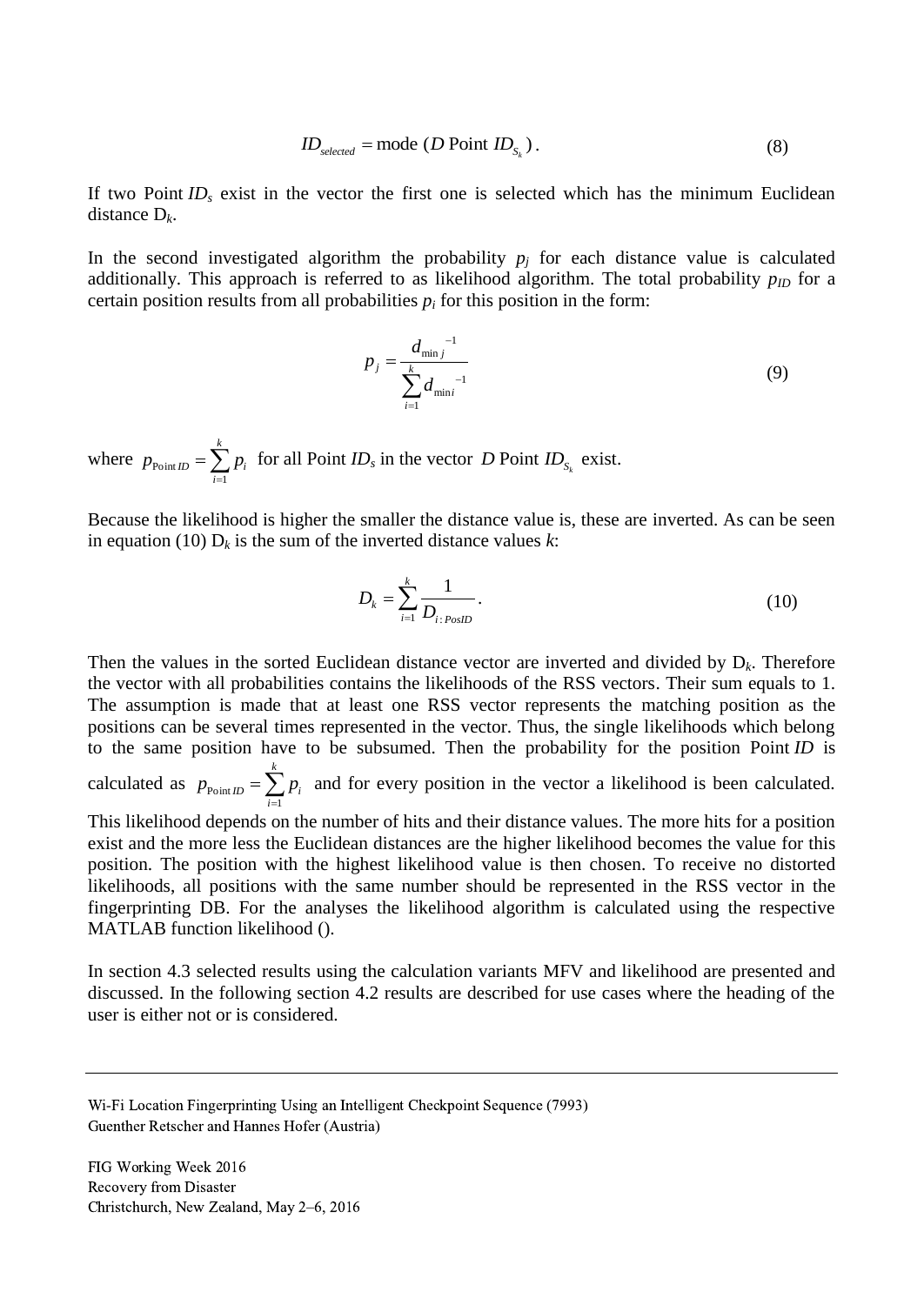$$ID_{selected} = \text{mode}\ (D\ \text{Point}\ ID_{S_k})\,. \tag{8}$$

If two Point $ID_s$ exist in the vector the first one is selected which has the minimum Euclidean distance $D_k$.

In the second investigated algorithm the probability $p_j$ for each distance value is calculated additionally. This approach is referred to as likelihood algorithm. The total probability $p_{ID}$ for a certain position results from all probabilities $p_i$ for this position in the form:

$$p_j = \frac{{d_{\min j}}^{-1}}{\sum_{i=1}^{k} {d_{\min i}}^{-1}} \tag{9}$$

where $p_{\text{Point}\,ID} = \sum_{i=1}^{k} p_i$ for all Point $ID_s$ in the vector $D$ Point $ID_{S_k}$ exist.

Because the likelihood is higher the smaller the distance value is, these are inverted. As can be seen in equation (10) $D_k$ is the sum of the inverted distance values $k$:

$$D_k = \sum_{i=1}^{k} \frac{1}{D_{i:PosID}}\,. \tag{10}$$

Then the values in the sorted Euclidean distance vector are inverted and divided by $D_k$. Therefore the vector with all probabilities contains the likelihoods of the RSS vectors. Their sum equals to 1. The assumption is made that at least one RSS vector represents the matching position as the positions can be several times represented in the vector. Thus, the single likelihoods which belong to the same position have to be subsumed. Then the probability for the position Point $ID$ is calculated as $p_{\text{Point}\,ID} = \sum_{i=1}^{k} p_i$ and for every position in the vector a likelihood is been calculated. This likelihood depends on the number of hits and their distance values. The more hits for a position exist and the more less the Euclidean distances are the higher likelihood becomes the value for this position. The position with the highest likelihood value is then chosen. To receive no distorted likelihoods, all positions with the same number should be represented in the RSS vector in the fingerprinting DB. For the analyses the likelihood algorithm is calculated using the respective MATLAB function likelihood ().

In section 4.3 selected results using the calculation variants MFV and likelihood are presented and discussed. In the following section 4.2 results are described for use cases where the heading of the user is either not or is considered.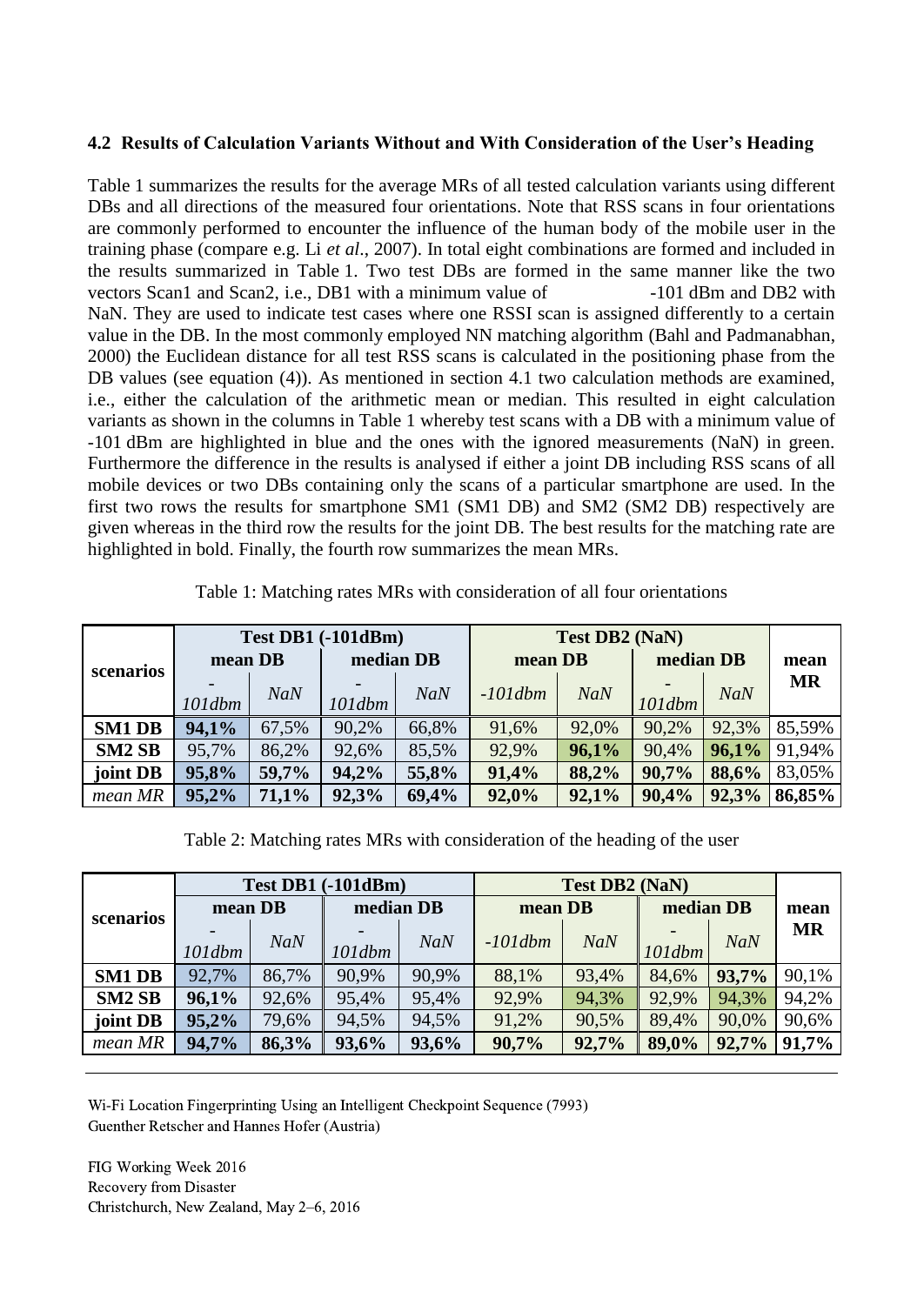### 4.2 Results of Calculation Variants Without and With Consideration of the User's Heading

Table 1 summarizes the results for the average MRs of all tested calculation variants using different DBs and all directions of the measured four orientations. Note that RSS scans in four orientations are commonly performed to encounter the influence of the human body of the mobile user in the training phase (compare e.g. Li *et al*., 2007). In total eight combinations are formed and included in the results summarized in Table 1. Two test DBs are formed in the same manner like the two vectors Scan1 and Scan2, i.e., DB1 with a minimum value of -101 dBm and DB2 with NaN. They are used to indicate test cases where one RSSI scan is assigned differently to a certain value in the DB. In the most commonly employed NN matching algorithm (Bahl and Padmanabhan, 2000) the Euclidean distance for all test RSS scans is calculated in the positioning phase from the DB values (see equation (4)). As mentioned in section 4.1 two calculation methods are examined, i.e., either the calculation of the arithmetic mean or median. This resulted in eight calculation variants as shown in the columns in Table 1 whereby test scans with a DB with a minimum value of -101 dBm are highlighted in blue and the ones with the ignored measurements (NaN) in green. Furthermore the difference in the results is analysed if either a joint DB including RSS scans of all mobile devices or two DBs containing only the scans of a particular smartphone are used. In the first two rows the results for smartphone SM1 (SM1 DB) and SM2 (SM2 DB) respectively are given whereas in the third row the results for the joint DB. The best results for the matching rate are highlighted in bold. Finally, the fourth row summarizes the mean MRs.

Table 1: Matching rates MRs with consideration of all four orientations

| scenarios | Test DB1 (-101dBm) | | | | Test DB2 (NaN) | | | | mean MR |
|---|---|---|---|---|---|---|---|---|---|
| | mean DB | | median DB | | mean DB | | median DB | | |
| | *-101dbm* | *NaN* | *-101dbm* | *NaN* | *-101dbm* | *NaN* | *-101dbm* | *NaN* | |
| **SM1 DB** | **94,1%** | 67,5% | 90,2% | 66,8% | 91,6% | 92,0% | 90,2% | 92,3% | 85,59% |
| **SM2 SB** | 95,7% | 86,2% | 92,6% | 85,5% | 92,9% | **96,1%** | 90,4% | **96,1%** | 91,94% |
| **joint DB** | **95,8%** | **59,7%** | **94,2%** | **55,8%** | **91,4%** | **88,2%** | **90,7%** | **88,6%** | 83,05% |
| *mean MR* | **95,2%** | **71,1%** | **92,3%** | **69,4%** | **92,0%** | **92,1%** | **90,4%** | **92,3%** | **86,85%** |

Table 2: Matching rates MRs with consideration of the heading of the user

| scenarios | Test DB1 (-101dBm) | | | | Test DB2 (NaN) | | | | mean MR |
|---|---|---|---|---|---|---|---|---|---|
| | mean DB | | median DB | | mean DB | | median DB | | |
| | *-101dbm* | *NaN* | *-101dbm* | *NaN* | *-101dbm* | *NaN* | *-101dbm* | *NaN* | |
| **SM1 DB** | 92,7% | 86,7% | 90,9% | 90,9% | 88,1% | 93,4% | 84,6% | **93,7%** | 90,1% |
| **SM2 SB** | **96,1%** | 92,6% | 95,4% | 95,4% | 92,9% | 94,3% | 92,9% | 94,3% | 94,2% |
| **joint DB** | **95,2%** | 79,6% | 94,5% | 94,5% | 91,2% | 90,5% | 89,4% | 90,0% | 90,6% |
| *mean MR* | **94,7%** | **86,3%** | **93,6%** | **93,6%** | **90,7%** | **92,7%** | **89,0%** | **92,7%** | **91,7%** |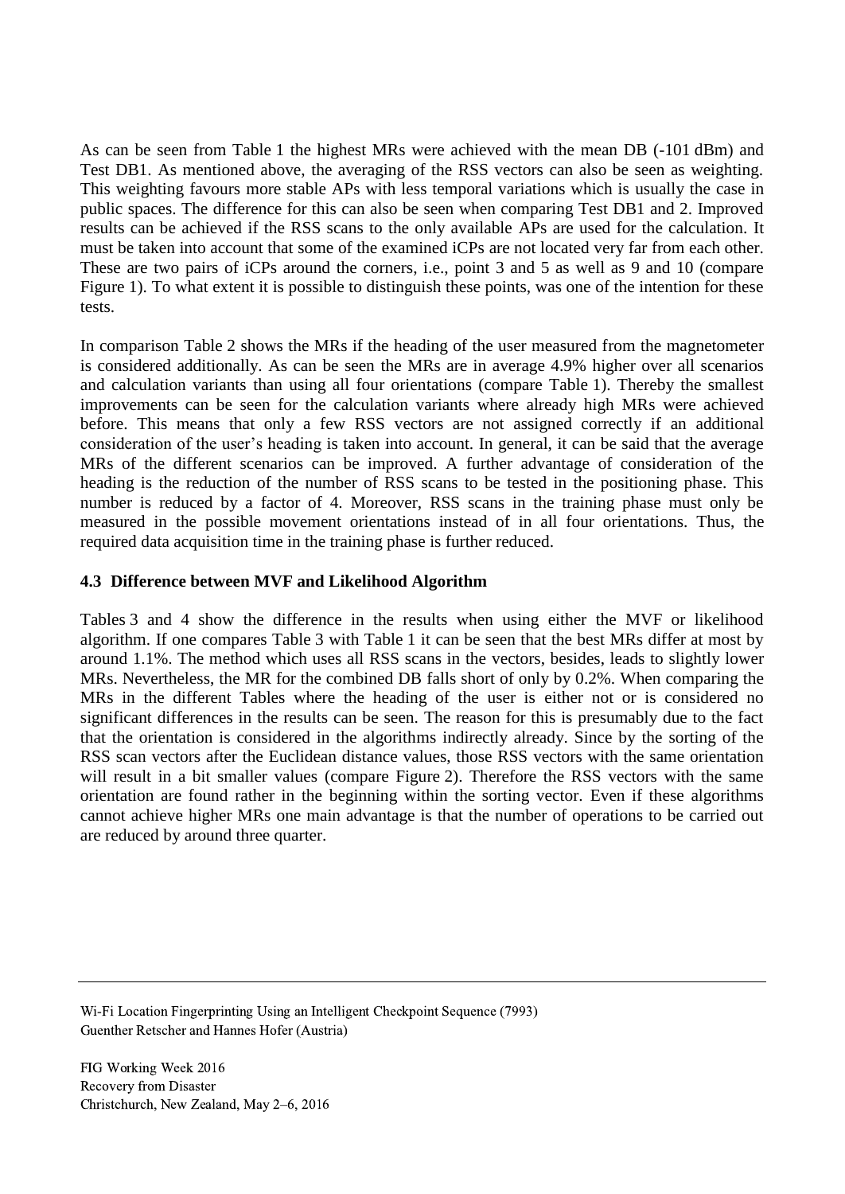As can be seen from Table 1 the highest MRs were achieved with the mean DB (-101 dBm) and Test DB1. As mentioned above, the averaging of the RSS vectors can also be seen as weighting. This weighting favours more stable APs with less temporal variations which is usually the case in public spaces. The difference for this can also be seen when comparing Test DB1 and 2. Improved results can be achieved if the RSS scans to the only available APs are used for the calculation. It must be taken into account that some of the examined iCPs are not located very far from each other. These are two pairs of iCPs around the corners, i.e., point 3 and 5 as well as 9 and 10 (compare Figure 1). To what extent it is possible to distinguish these points, was one of the intention for these tests.

In comparison Table 2 shows the MRs if the heading of the user measured from the magnetometer is considered additionally. As can be seen the MRs are in average 4.9% higher over all scenarios and calculation variants than using all four orientations (compare Table 1). Thereby the smallest improvements can be seen for the calculation variants where already high MRs were achieved before. This means that only a few RSS vectors are not assigned correctly if an additional consideration of the user's heading is taken into account. In general, it can be said that the average MRs of the different scenarios can be improved. A further advantage of consideration of the heading is the reduction of the number of RSS scans to be tested in the positioning phase. This number is reduced by a factor of 4. Moreover, RSS scans in the training phase must only be measured in the possible movement orientations instead of in all four orientations. Thus, the required data acquisition time in the training phase is further reduced.

### 4.3 Difference between MVF and Likelihood Algorithm

Tables 3 and 4 show the difference in the results when using either the MVF or likelihood algorithm. If one compares Table 3 with Table 1 it can be seen that the best MRs differ at most by around 1.1%. The method which uses all RSS scans in the vectors, besides, leads to slightly lower MRs. Nevertheless, the MR for the combined DB falls short of only by 0.2%. When comparing the MRs in the different Tables where the heading of the user is either not or is considered no significant differences in the results can be seen. The reason for this is presumably due to the fact that the orientation is considered in the algorithms indirectly already. Since by the sorting of the RSS scan vectors after the Euclidean distance values, those RSS vectors with the same orientation will result in a bit smaller values (compare Figure 2). Therefore the RSS vectors with the same orientation are found rather in the beginning within the sorting vector. Even if these algorithms cannot achieve higher MRs one main advantage is that the number of operations to be carried out are reduced by around three quarter.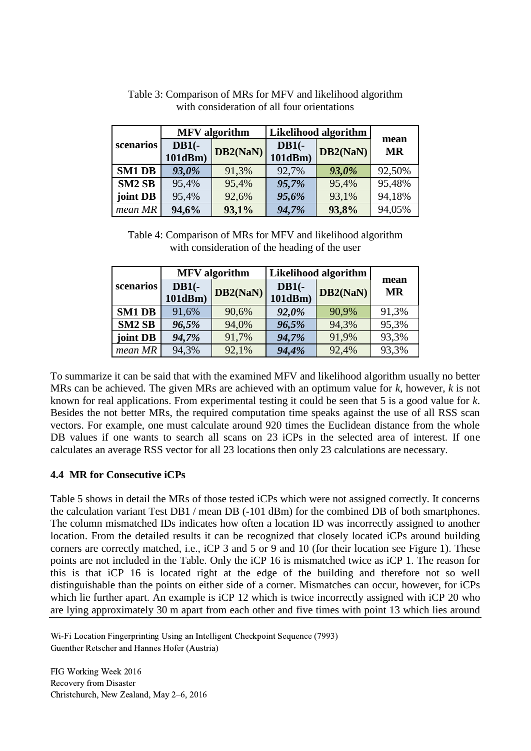Table 3: Comparison of MRs for MFV and likelihood algorithm with consideration of all four orientations

| scenarios | MFV algorithm | | Likelihood algorithm | | mean MR |
|---|---|---|---|---|---|
| | DB1(-101dBm) | DB2(NaN) | DB1(-101dBm) | DB2(NaN) | |
| **SM1 DB** | ***93,0%*** | 91,3% | 92,7% | ***93,0%*** | 92,50% |
| **SM2 SB** | 95,4% | 95,4% | ***95,7%*** | 95,4% | 95,48% |
| **joint DB** | 95,4% | 92,6% | ***95,6%*** | 93,1% | 94,18% |
| *mean MR* | **94,6%** | **93,1%** | ***94,7%*** | **93,8%** | 94,05% |

Table 4: Comparison of MRs for MFV and likelihood algorithm with consideration of the heading of the user

| scenarios | MFV algorithm | | Likelihood algorithm | | mean MR |
|---|---|---|---|---|---|
| | DB1(-101dBm) | DB2(NaN) | DB1(-101dBm) | DB2(NaN) | |
| **SM1 DB** | 91,6% | 90,6% | ***92,0%*** | 90,9% | 91,3% |
| **SM2 SB** | ***96,5%*** | 94,0% | ***96,5%*** | 94,3% | 95,3% |
| **joint DB** | ***94,7%*** | 91,7% | ***94,7%*** | 91,9% | 93,3% |
| *mean MR* | 94,3% | 92,1% | ***94,4%*** | 92,4% | 93,3% |

To summarize it can be said that with the examined MFV and likelihood algorithm usually no better MRs can be achieved. The given MRs are achieved with an optimum value for *k*, however, *k* is not known for real applications. From experimental testing it could be seen that 5 is a good value for *k*. Besides the not better MRs, the required computation time speaks against the use of all RSS scan vectors. For example, one must calculate around 920 times the Euclidean distance from the whole DB values if one wants to search all scans on 23 iCPs in the selected area of interest. If one calculates an average RSS vector for all 23 locations then only 23 calculations are necessary.

### 4.4 MR for Consecutive iCPs

Table 5 shows in detail the MRs of those tested iCPs which were not assigned correctly. It concerns the calculation variant Test DB1 / mean DB (-101 dBm) for the combined DB of both smartphones. The column mismatched IDs indicates how often a location ID was incorrectly assigned to another location. From the detailed results it can be recognized that closely located iCPs around building corners are correctly matched, i.e., iCP 3 and 5 or 9 and 10 (for their location see Figure 1). These points are not included in the Table. Only the iCP 16 is mismatched twice as iCP 1. The reason for this is that iCP 16 is located right at the edge of the building and therefore not so well distinguishable than the points on either side of a corner. Mismatches can occur, however, for iCPs which lie further apart. An example is iCP 12 which is twice incorrectly assigned with iCP 20 who are lying approximately 30 m apart from each other and five times with point 13 which lies around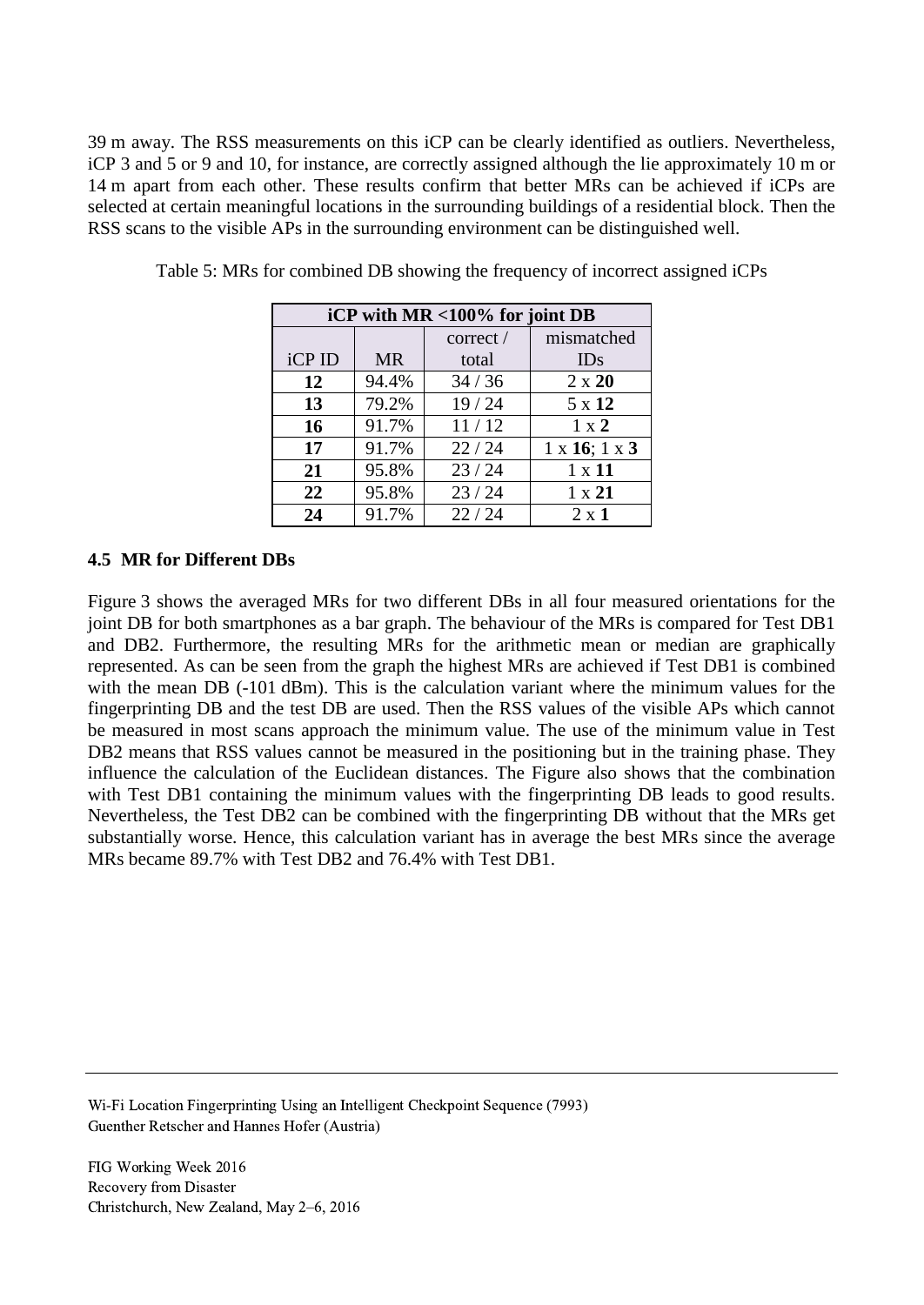39 m away. The RSS measurements on this iCP can be clearly identified as outliers. Nevertheless, iCP 3 and 5 or 9 and 10, for instance, are correctly assigned although the lie approximately 10 m or 14 m apart from each other. These results confirm that better MRs can be achieved if iCPs are selected at certain meaningful locations in the surrounding buildings of a residential block. Then the RSS scans to the visible APs in the surrounding environment can be distinguished well.

Table 5: MRs for combined DB showing the frequency of incorrect assigned iCPs

| **iCP with MR <100% for joint DB** | | | |
|---|---|---|---|
| iCP ID | MR | correct / total | mismatched IDs |
| **12** | 94.4% | 34 / 36 | 2 x **20** |
| **13** | 79.2% | 19 / 24 | 5 x **12** |
| **16** | 91.7% | 11 / 12 | 1 x **2** |
| **17** | 91.7% | 22 / 24 | 1 x **16**; 1 x **3** |
| **21** | 95.8% | 23 / 24 | 1 x **11** |
| **22** | 95.8% | 23 / 24 | 1 x **21** |
| **24** | 91.7% | 22 / 24 | 2 x **1** |

### 4.5 MR for Different DBs

Figure 3 shows the averaged MRs for two different DBs in all four measured orientations for the joint DB for both smartphones as a bar graph. The behaviour of the MRs is compared for Test DB1 and DB2. Furthermore, the resulting MRs for the arithmetic mean or median are graphically represented. As can be seen from the graph the highest MRs are achieved if Test DB1 is combined with the mean DB (-101 dBm). This is the calculation variant where the minimum values for the fingerprinting DB and the test DB are used. Then the RSS values of the visible APs which cannot be measured in most scans approach the minimum value. The use of the minimum value in Test DB2 means that RSS values cannot be measured in the positioning but in the training phase. They influence the calculation of the Euclidean distances. The Figure also shows that the combination with Test DB1 containing the minimum values with the fingerprinting DB leads to good results. Nevertheless, the Test DB2 can be combined with the fingerprinting DB without that the MRs get substantially worse. Hence, this calculation variant has in average the best MRs since the average MRs became 89.7% with Test DB2 and 76.4% with Test DB1.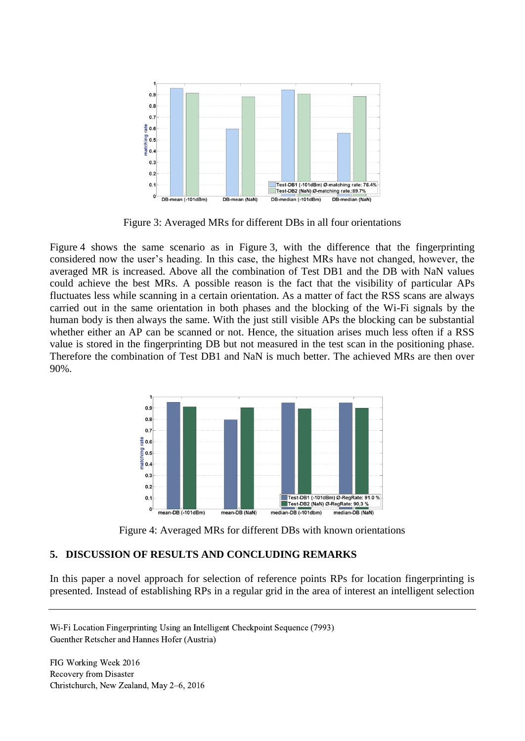Figure 3: Averaged MRs for different DBs in all four orientations

Figure 4 shows the same scenario as in Figure 3, with the difference that the fingerprinting considered now the user's heading. In this case, the highest MRs have not changed, however, the averaged MR is increased. Above all the combination of Test DB1 and the DB with NaN values could achieve the best MRs. A possible reason is the fact that the visibility of particular APs fluctuates less while scanning in a certain orientation. As a matter of fact the RSS scans are always carried out in the same orientation in both phases and the blocking of the Wi-Fi signals by the human body is then always the same. With the just still visible APs the blocking can be substantial whether either an AP can be scanned or not. Hence, the situation arises much less often if a RSS value is stored in the fingerprinting DB but not measured in the test scan in the positioning phase. Therefore the combination of Test DB1 and NaN is much better. The achieved MRs are then over 90%.

Figure 4: Averaged MRs for different DBs with known orientations

## 5. DISCUSSION OF RESULTS AND CONCLUDING REMARKS

In this paper a novel approach for selection of reference points RPs for location fingerprinting is presented. Instead of establishing RPs in a regular grid in the area of interest an intelligent selection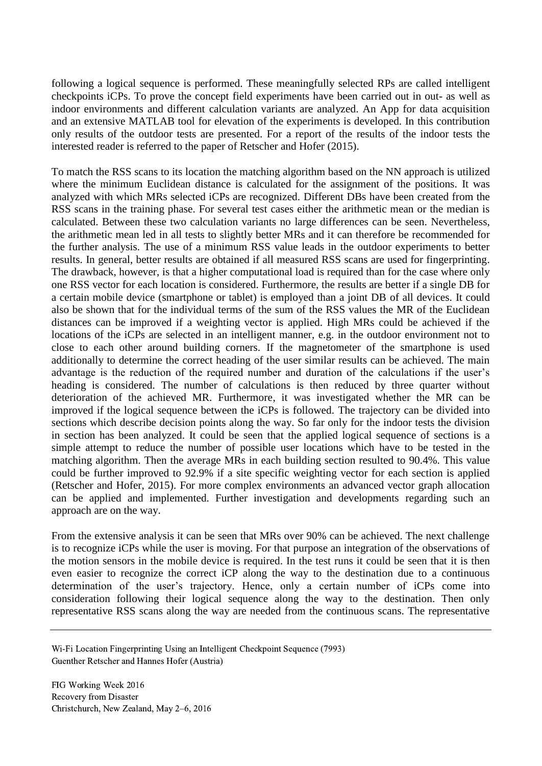following a logical sequence is performed. These meaningfully selected RPs are called intelligent checkpoints iCPs. To prove the concept field experiments have been carried out in out- as well as indoor environments and different calculation variants are analyzed. An App for data acquisition and an extensive MATLAB tool for elevation of the experiments is developed. In this contribution only results of the outdoor tests are presented. For a report of the results of the indoor tests the interested reader is referred to the paper of Retscher and Hofer (2015).

To match the RSS scans to its location the matching algorithm based on the NN approach is utilized where the minimum Euclidean distance is calculated for the assignment of the positions. It was analyzed with which MRs selected iCPs are recognized. Different DBs have been created from the RSS scans in the training phase. For several test cases either the arithmetic mean or the median is calculated. Between these two calculation variants no large differences can be seen. Nevertheless, the arithmetic mean led in all tests to slightly better MRs and it can therefore be recommended for the further analysis. The use of a minimum RSS value leads in the outdoor experiments to better results. In general, better results are obtained if all measured RSS scans are used for fingerprinting. The drawback, however, is that a higher computational load is required than for the case where only one RSS vector for each location is considered. Furthermore, the results are better if a single DB for a certain mobile device (smartphone or tablet) is employed than a joint DB of all devices. It could also be shown that for the individual terms of the sum of the RSS values the MR of the Euclidean distances can be improved if a weighting vector is applied. High MRs could be achieved if the locations of the iCPs are selected in an intelligent manner, e.g. in the outdoor environment not to close to each other around building corners. If the magnetometer of the smartphone is used additionally to determine the correct heading of the user similar results can be achieved. The main advantage is the reduction of the required number and duration of the calculations if the user's heading is considered. The number of calculations is then reduced by three quarter without deterioration of the achieved MR. Furthermore, it was investigated whether the MR can be improved if the logical sequence between the iCPs is followed. The trajectory can be divided into sections which describe decision points along the way. So far only for the indoor tests the division in section has been analyzed. It could be seen that the applied logical sequence of sections is a simple attempt to reduce the number of possible user locations which have to be tested in the matching algorithm. Then the average MRs in each building section resulted to 90.4%. This value could be further improved to 92.9% if a site specific weighting vector for each section is applied (Retscher and Hofer, 2015). For more complex environments an advanced vector graph allocation can be applied and implemented. Further investigation and developments regarding such an approach are on the way.

From the extensive analysis it can be seen that MRs over 90% can be achieved. The next challenge is to recognize iCPs while the user is moving. For that purpose an integration of the observations of the motion sensors in the mobile device is required. In the test runs it could be seen that it is then even easier to recognize the correct iCP along the way to the destination due to a continuous determination of the user's trajectory. Hence, only a certain number of iCPs come into consideration following their logical sequence along the way to the destination. Then only representative RSS scans along the way are needed from the continuous scans. The representative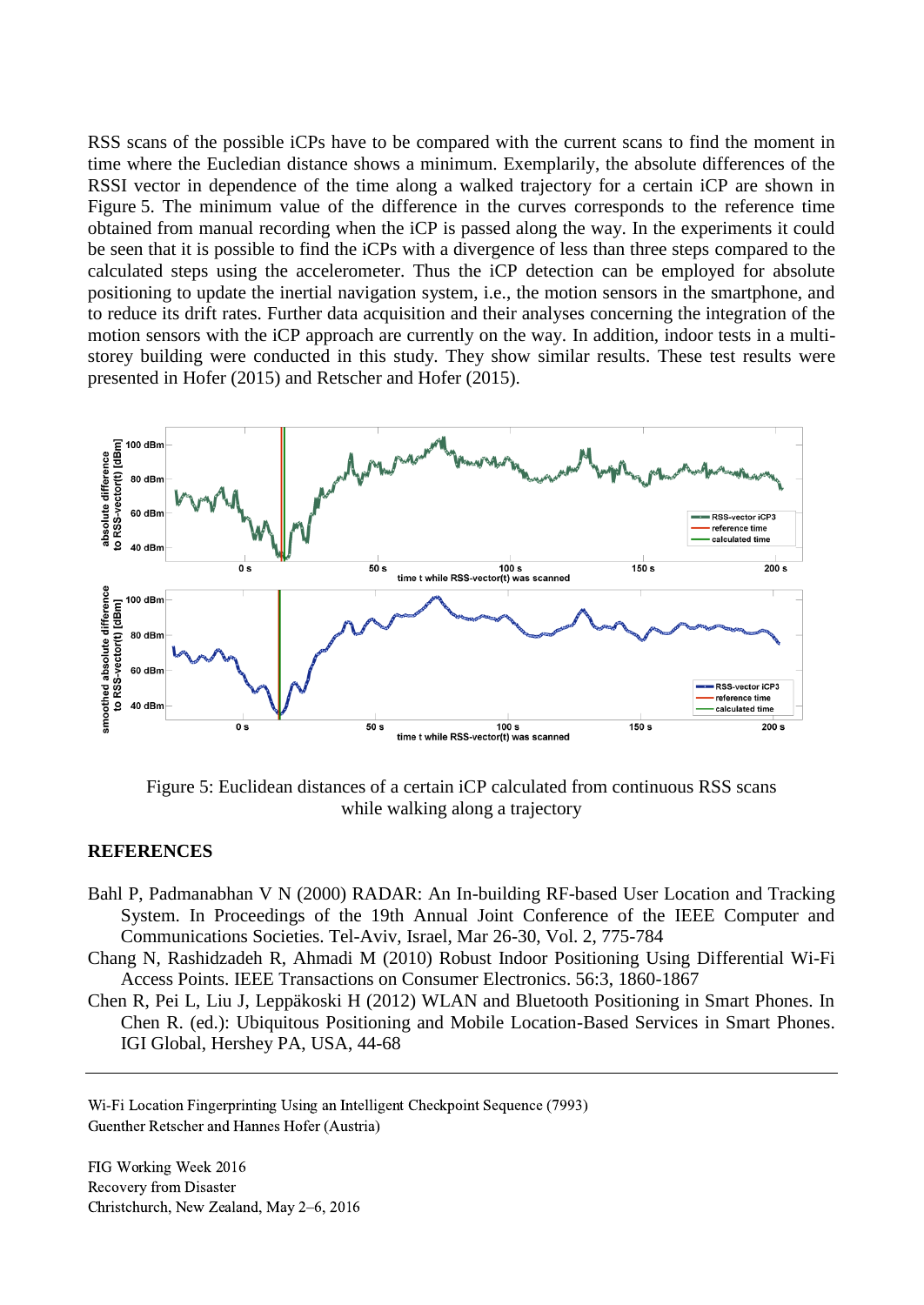RSS scans of the possible iCPs have to be compared with the current scans to find the moment in time where the Eucledian distance shows a minimum. Exemplarily, the absolute differences of the RSSI vector in dependence of the time along a walked trajectory for a certain iCP are shown in Figure 5. The minimum value of the difference in the curves corresponds to the reference time obtained from manual recording when the iCP is passed along the way. In the experiments it could be seen that it is possible to find the iCPs with a divergence of less than three steps compared to the calculated steps using the accelerometer. Thus the iCP detection can be employed for absolute positioning to update the inertial navigation system, i.e., the motion sensors in the smartphone, and to reduce its drift rates. Further data acquisition and their analyses concerning the integration of the motion sensors with the iCP approach are currently on the way. In addition, indoor tests in a multi-storey building were conducted in this study. They show similar results. These test results were presented in Hofer (2015) and Retscher and Hofer (2015).

Figure 5: Euclidean distances of a certain iCP calculated from continuous RSS scans while walking along a trajectory

## REFERENCES

Bahl P, Padmanabhan V N (2000) RADAR: An In-building RF-based User Location and Tracking System. In Proceedings of the 19th Annual Joint Conference of the IEEE Computer and Communications Societies. Tel-Aviv, Israel, Mar 26-30, Vol. 2, 775-784

Chang N, Rashidzadeh R, Ahmadi M (2010) Robust Indoor Positioning Using Differential Wi-Fi Access Points. IEEE Transactions on Consumer Electronics. 56:3, 1860-1867

Chen R, Pei L, Liu J, Leppäkoski H (2012) WLAN and Bluetooth Positioning in Smart Phones. In Chen R. (ed.): Ubiquitous Positioning and Mobile Location-Based Services in Smart Phones. IGI Global, Hershey PA, USA, 44-68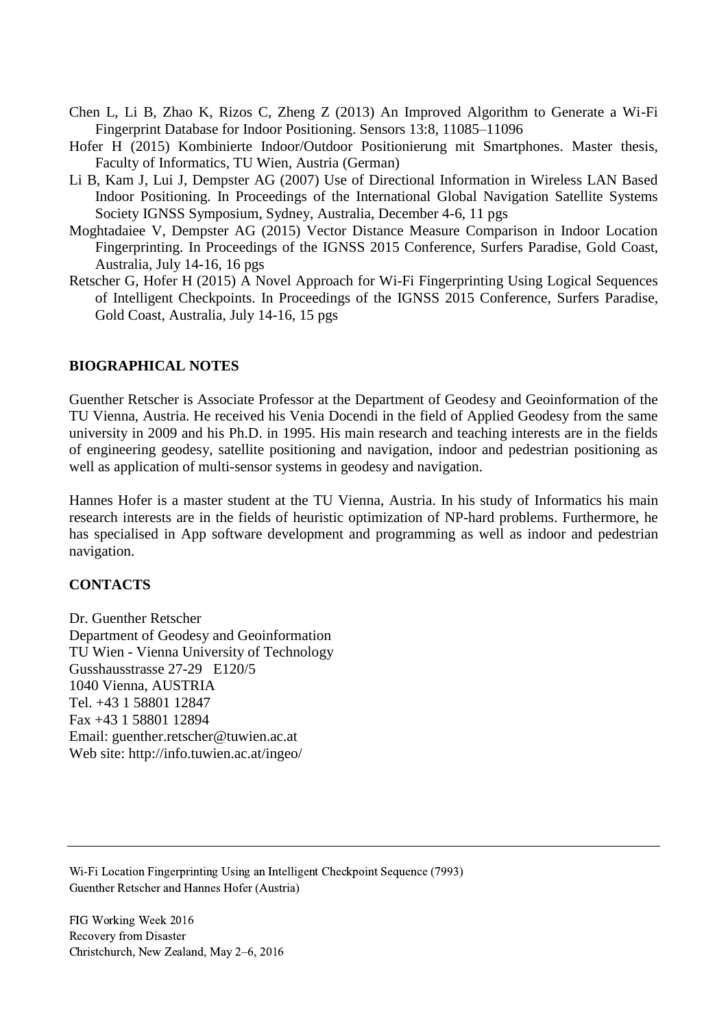Chen L, Li B, Zhao K, Rizos C, Zheng Z (2013) An Improved Algorithm to Generate a Wi-Fi Fingerprint Database for Indoor Positioning. Sensors 13:8, 11085–11096

Hofer H (2015) Kombinierte Indoor/Outdoor Positionierung mit Smartphones. Master thesis, Faculty of Informatics, TU Wien, Austria (German)

Li B, Kam J, Lui J, Dempster AG (2007) Use of Directional Information in Wireless LAN Based Indoor Positioning. In Proceedings of the International Global Navigation Satellite Systems Society IGNSS Symposium, Sydney, Australia, December 4-6, 11 pgs

Moghtadaiee V, Dempster AG (2015) Vector Distance Measure Comparison in Indoor Location Fingerprinting. In Proceedings of the IGNSS 2015 Conference, Surfers Paradise, Gold Coast, Australia, July 14-16, 16 pgs

Retscher G, Hofer H (2015) A Novel Approach for Wi-Fi Fingerprinting Using Logical Sequences of Intelligent Checkpoints. In Proceedings of the IGNSS 2015 Conference, Surfers Paradise, Gold Coast, Australia, July 14-16, 15 pgs

## BIOGRAPHICAL NOTES

Guenther Retscher is Associate Professor at the Department of Geodesy and Geoinformation of the TU Vienna, Austria. He received his Venia Docendi in the field of Applied Geodesy from the same university in 2009 and his Ph.D. in 1995. His main research and teaching interests are in the fields of engineering geodesy, satellite positioning and navigation, indoor and pedestrian positioning as well as application of multi-sensor systems in geodesy and navigation.

Hannes Hofer is a master student at the TU Vienna, Austria. In his study of Informatics his main research interests are in the fields of heuristic optimization of NP-hard problems. Furthermore, he has specialised in App software development and programming as well as indoor and pedestrian navigation.

## CONTACTS

Dr. Guenther Retscher
Department of Geodesy and Geoinformation
TU Wien - Vienna University of Technology
Gusshausstrasse 27-29 E120/5
1040 Vienna, AUSTRIA
Tel. +43 1 58801 12847
Fax +43 1 58801 12894
Email: guenther.retscher@tuwien.ac.at
Web site: http://info.tuwien.ac.at/ingeo/